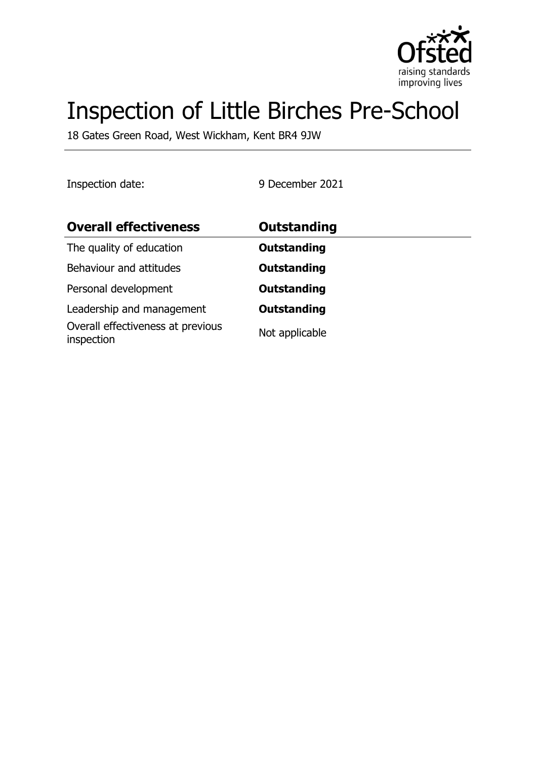# Inspection of Little Birches Pre-School

18 Gates Green Road, West Wickham, Kent BR4 9JW

Inspection date: 9 December 2021

| **Overall effectiveness** | **Outstanding** |
| --- | --- |
| The quality of education | **Outstanding** |
| Behaviour and attitudes | **Outstanding** |
| Personal development | **Outstanding** |
| Leadership and management | **Outstanding** |
| Overall effectiveness at previous inspection | Not applicable |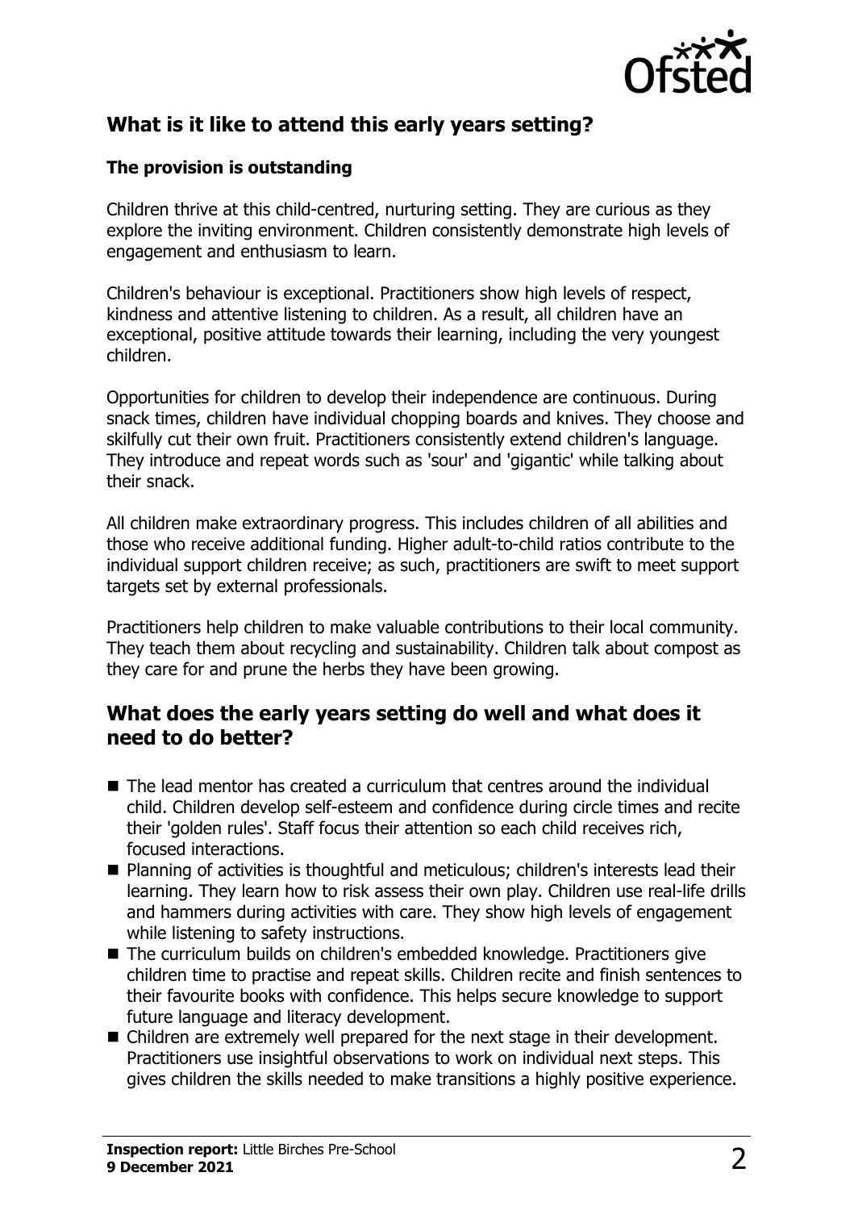## What is it like to attend this early years setting?

### The provision is outstanding

Children thrive at this child-centred, nurturing setting. They are curious as they explore the inviting environment. Children consistently demonstrate high levels of engagement and enthusiasm to learn.

Children's behaviour is exceptional. Practitioners show high levels of respect, kindness and attentive listening to children. As a result, all children have an exceptional, positive attitude towards their learning, including the very youngest children.

Opportunities for children to develop their independence are continuous. During snack times, children have individual chopping boards and knives. They choose and skilfully cut their own fruit. Practitioners consistently extend children's language. They introduce and repeat words such as 'sour' and 'gigantic' while talking about their snack.

All children make extraordinary progress. This includes children of all abilities and those who receive additional funding. Higher adult-to-child ratios contribute to the individual support children receive; as such, practitioners are swift to meet support targets set by external professionals.

Practitioners help children to make valuable contributions to their local community. They teach them about recycling and sustainability. Children talk about compost as they care for and prune the herbs they have been growing.

## What does the early years setting do well and what does it need to do better?

- The lead mentor has created a curriculum that centres around the individual child. Children develop self-esteem and confidence during circle times and recite their 'golden rules'. Staff focus their attention so each child receives rich, focused interactions.
- Planning of activities is thoughtful and meticulous; children's interests lead their learning. They learn how to risk assess their own play. Children use real-life drills and hammers during activities with care. They show high levels of engagement while listening to safety instructions.
- The curriculum builds on children's embedded knowledge. Practitioners give children time to practise and repeat skills. Children recite and finish sentences to their favourite books with confidence. This helps secure knowledge to support future language and literacy development.
- Children are extremely well prepared for the next stage in their development. Practitioners use insightful observations to work on individual next steps. This gives children the skills needed to make transitions a highly positive experience.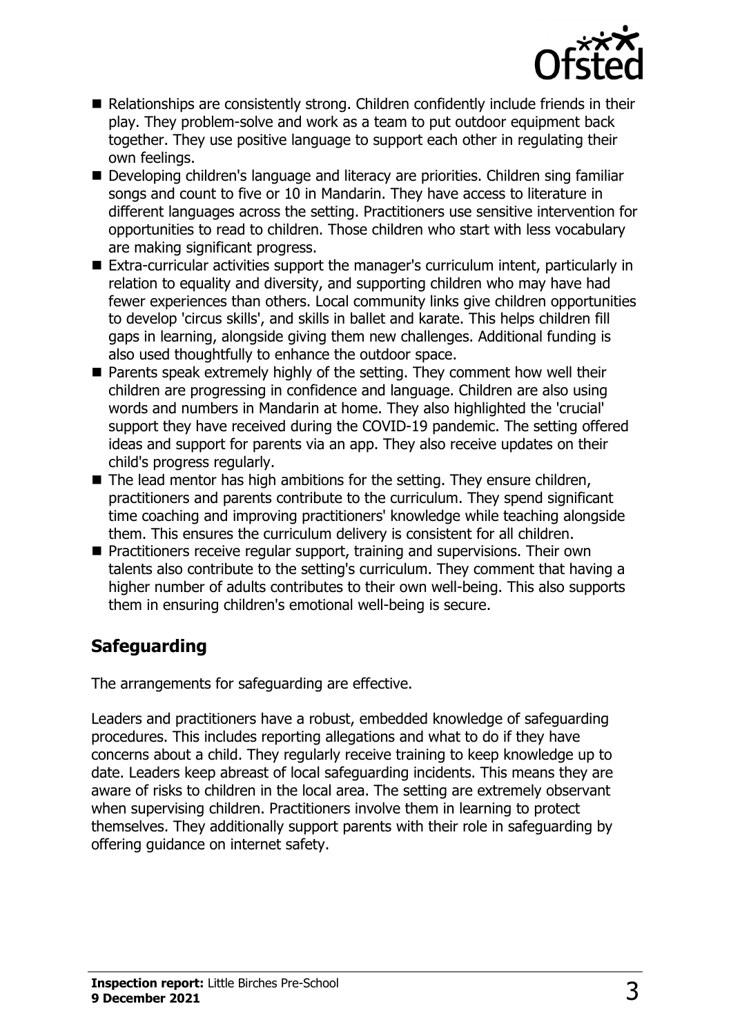- Relationships are consistently strong. Children confidently include friends in their play. They problem-solve and work as a team to put outdoor equipment back together. They use positive language to support each other in regulating their own feelings.
- Developing children's language and literacy are priorities. Children sing familiar songs and count to five or 10 in Mandarin. They have access to literature in different languages across the setting. Practitioners use sensitive intervention for opportunities to read to children. Those children who start with less vocabulary are making significant progress.
- Extra-curricular activities support the manager's curriculum intent, particularly in relation to equality and diversity, and supporting children who may have had fewer experiences than others. Local community links give children opportunities to develop 'circus skills', and skills in ballet and karate. This helps children fill gaps in learning, alongside giving them new challenges. Additional funding is also used thoughtfully to enhance the outdoor space.
- Parents speak extremely highly of the setting. They comment how well their children are progressing in confidence and language. Children are also using words and numbers in Mandarin at home. They also highlighted the 'crucial' support they have received during the COVID-19 pandemic. The setting offered ideas and support for parents via an app. They also receive updates on their child's progress regularly.
- The lead mentor has high ambitions for the setting. They ensure children, practitioners and parents contribute to the curriculum. They spend significant time coaching and improving practitioners' knowledge while teaching alongside them. This ensures the curriculum delivery is consistent for all children.
- Practitioners receive regular support, training and supervisions. Their own talents also contribute to the setting's curriculum. They comment that having a higher number of adults contributes to their own well-being. This also supports them in ensuring children's emotional well-being is secure.

## Safeguarding

The arrangements for safeguarding are effective.

Leaders and practitioners have a robust, embedded knowledge of safeguarding procedures. This includes reporting allegations and what to do if they have concerns about a child. They regularly receive training to keep knowledge up to date. Leaders keep abreast of local safeguarding incidents. This means they are aware of risks to children in the local area. The setting are extremely observant when supervising children. Practitioners involve them in learning to protect themselves. They additionally support parents with their role in safeguarding by offering guidance on internet safety.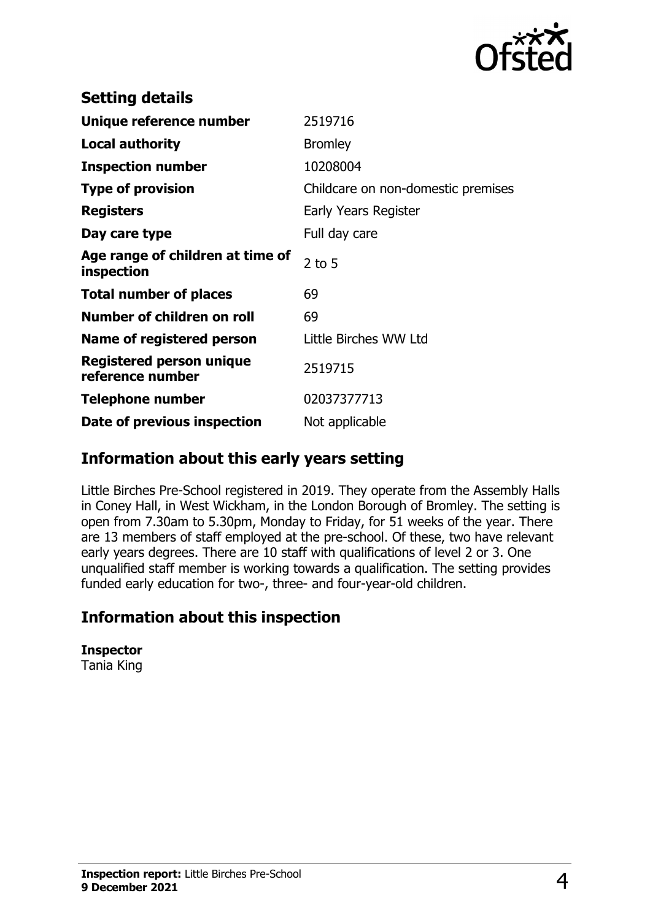## Setting details

| | |
|---|---|
| **Unique reference number** | 2519716 |
| **Local authority** | Bromley |
| **Inspection number** | 10208004 |
| **Type of provision** | Childcare on non-domestic premises |
| **Registers** | Early Years Register |
| **Day care type** | Full day care |
| **Age range of children at time of inspection** | 2 to 5 |
| **Total number of places** | 69 |
| **Number of children on roll** | 69 |
| **Name of registered person** | Little Birches WW Ltd |
| **Registered person unique reference number** | 2519715 |
| **Telephone number** | 02037377713 |
| **Date of previous inspection** | Not applicable |

## Information about this early years setting

Little Birches Pre-School registered in 2019. They operate from the Assembly Halls in Coney Hall, in West Wickham, in the London Borough of Bromley. The setting is open from 7.30am to 5.30pm, Monday to Friday, for 51 weeks of the year. There are 13 members of staff employed at the pre-school. Of these, two have relevant early years degrees. There are 10 staff with qualifications of level 2 or 3. One unqualified staff member is working towards a qualification. The setting provides funded early education for two-, three- and four-year-old children.

## Information about this inspection

**Inspector**
Tania King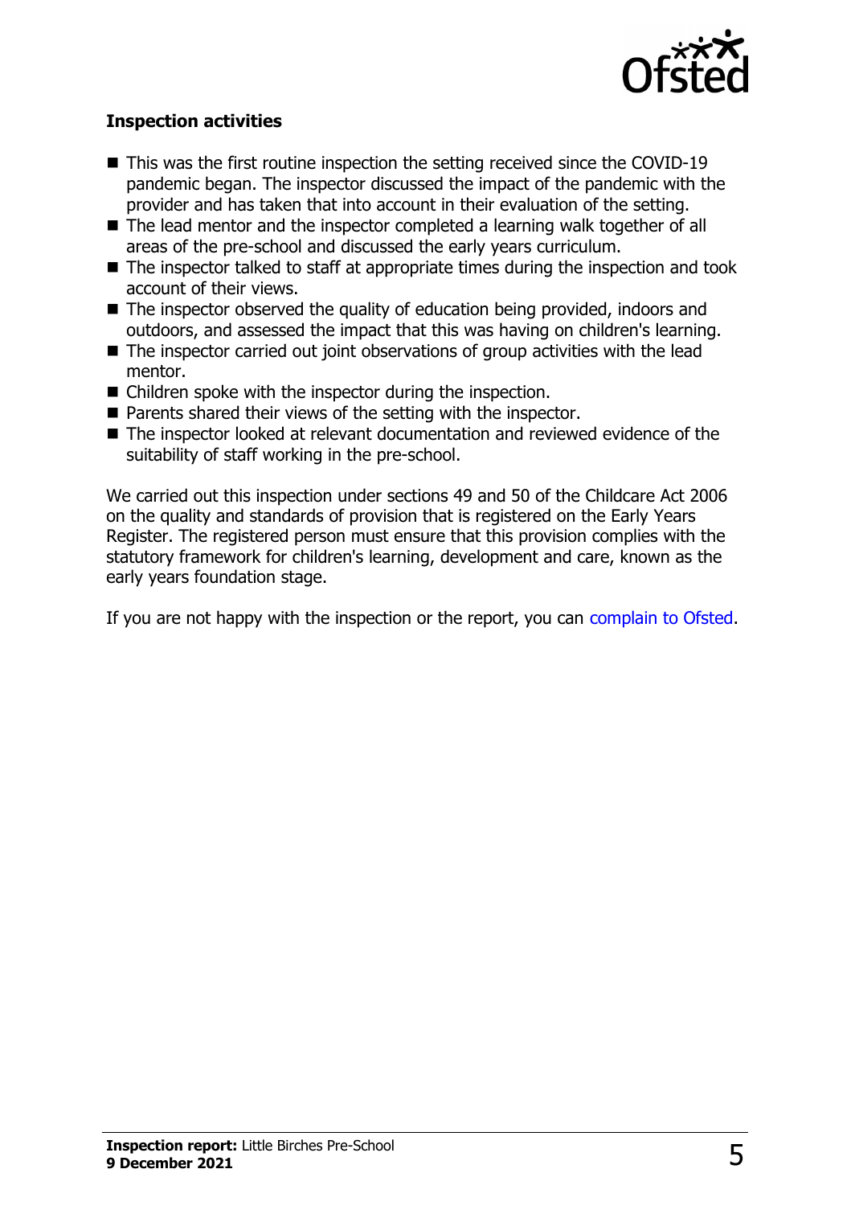### Inspection activities

- This was the first routine inspection the setting received since the COVID-19 pandemic began. The inspector discussed the impact of the pandemic with the provider and has taken that into account in their evaluation of the setting.
- The lead mentor and the inspector completed a learning walk together of all areas of the pre-school and discussed the early years curriculum.
- The inspector talked to staff at appropriate times during the inspection and took account of their views.
- The inspector observed the quality of education being provided, indoors and outdoors, and assessed the impact that this was having on children's learning.
- The inspector carried out joint observations of group activities with the lead mentor.
- Children spoke with the inspector during the inspection.
- Parents shared their views of the setting with the inspector.
- The inspector looked at relevant documentation and reviewed evidence of the suitability of staff working in the pre-school.

We carried out this inspection under sections 49 and 50 of the Childcare Act 2006 on the quality and standards of provision that is registered on the Early Years Register. The registered person must ensure that this provision complies with the statutory framework for children's learning, development and care, known as the early years foundation stage.

If you are not happy with the inspection or the report, you can complain to Ofsted.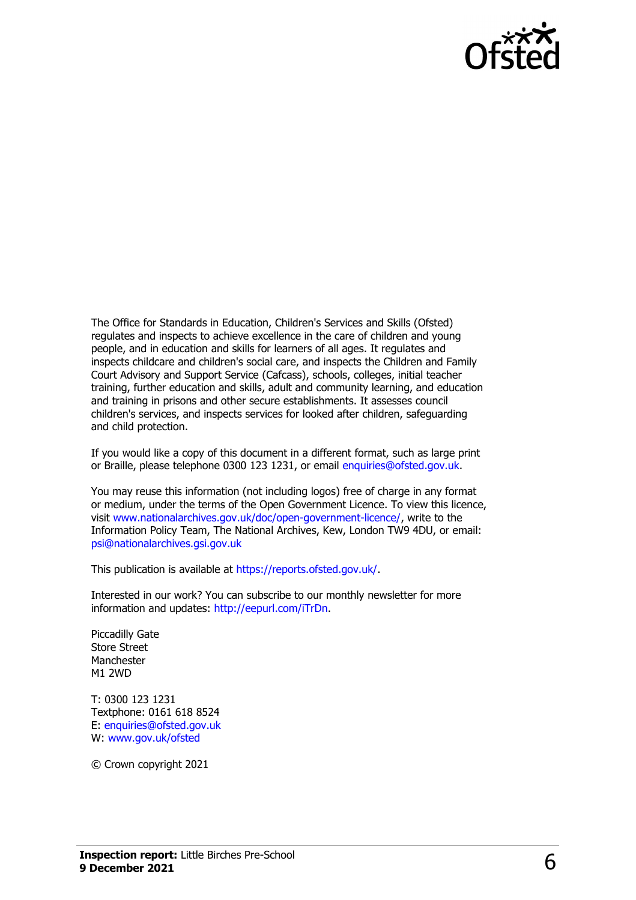The Office for Standards in Education, Children's Services and Skills (Ofsted) regulates and inspects to achieve excellence in the care of children and young people, and in education and skills for learners of all ages. It regulates and inspects childcare and children's social care, and inspects the Children and Family Court Advisory and Support Service (Cafcass), schools, colleges, initial teacher training, further education and skills, adult and community learning, and education and training in prisons and other secure establishments. It assesses council children's services, and inspects services for looked after children, safeguarding and child protection.

If you would like a copy of this document in a different format, such as large print or Braille, please telephone 0300 123 1231, or email enquiries@ofsted.gov.uk.

You may reuse this information (not including logos) free of charge in any format or medium, under the terms of the Open Government Licence. To view this licence, visit www.nationalarchives.gov.uk/doc/open-government-licence/, write to the Information Policy Team, The National Archives, Kew, London TW9 4DU, or email: psi@nationalarchives.gsi.gov.uk

This publication is available at https://reports.ofsted.gov.uk/.

Interested in our work? You can subscribe to our monthly newsletter for more information and updates: http://eepurl.com/iTrDn.

Piccadilly Gate
Store Street
Manchester
M1 2WD

T: 0300 123 1231
Textphone: 0161 618 8524
E: enquiries@ofsted.gov.uk
W: www.gov.uk/ofsted

© Crown copyright 2021